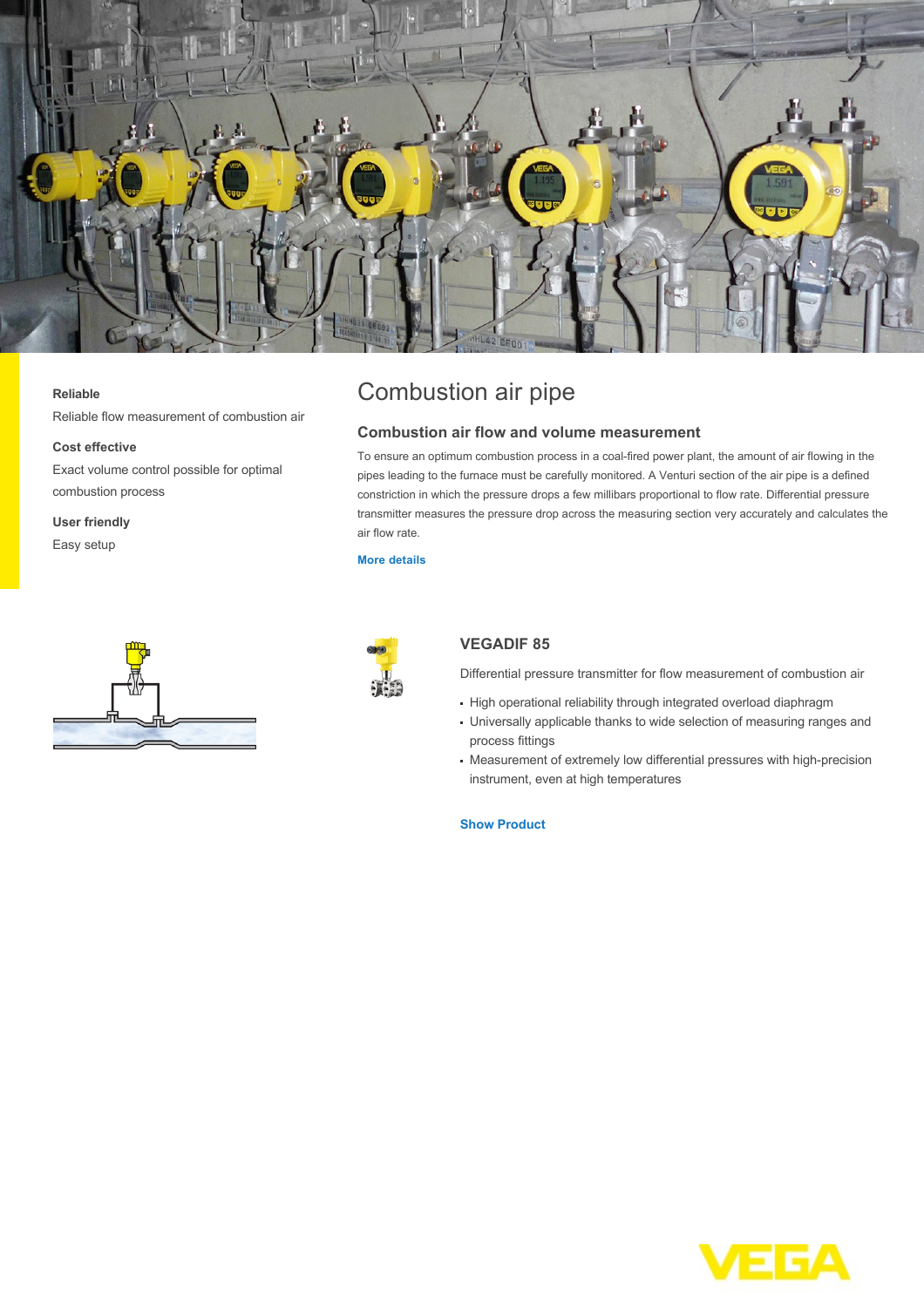**Reliable**

Reliable flow measurement of combustion air

**Cost effective**

Exact volume control possible for optimal combustion process

**User friendly**

Easy setup

# Combustion air pipe

## Combustion air flow and volume measurement

To ensure an optimum combustion process in a coal-fired power plant, the amount of air flowing in the pipes leading to the furnace must be carefully monitored. A Venturi section of the air pipe is a defined constriction in which the pressure drops a few millibars proportional to flow rate. Differential pressure transmitter measures the pressure drop across the measuring section very accurately and calculates the air flow rate.

More details

### VEGADIF 85

Differential pressure transmitter for flow measurement of combustion air

- High operational reliability through integrated overload diaphragm
- Universally applicable thanks to wide selection of measuring ranges and process fittings
- Measurement of extremely low differential pressures with high-precision instrument, even at high temperatures

Show Product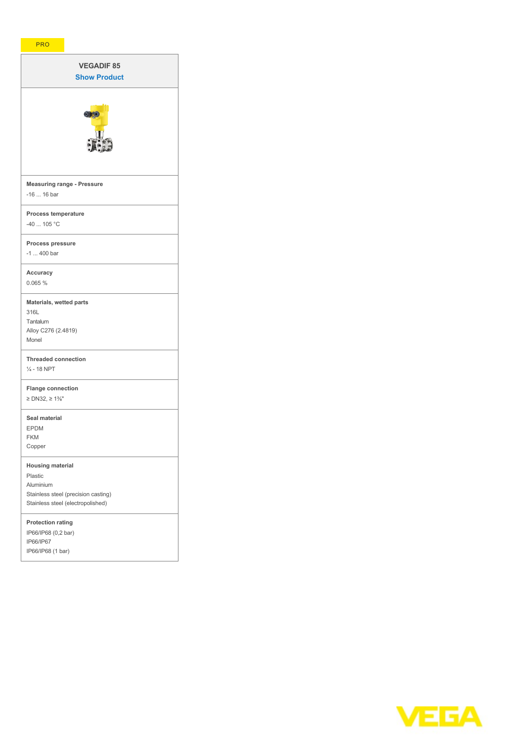PRO

## VEGADIF 85

Show Product

**Measuring range - Pressure**
-16 ... 16 bar

**Process temperature**
-40 ... 105 °C

**Process pressure**
-1 ... 400 bar

**Accuracy**
0.065 %

**Materials, wetted parts**
316L
Tantalum
Alloy C276 (2.4819)
Monel

**Threaded connection**
¼ - 18 NPT

**Flange connection**
≥ DN32, ≥ 1⅜"

**Seal material**
EPDM
FKM
Copper

**Housing material**
Plastic
Aluminium
Stainless steel (precision casting)
Stainless steel (electropolished)

**Protection rating**
IP66/IP68 (0,2 bar)
IP66/IP67
IP66/IP68 (1 bar)